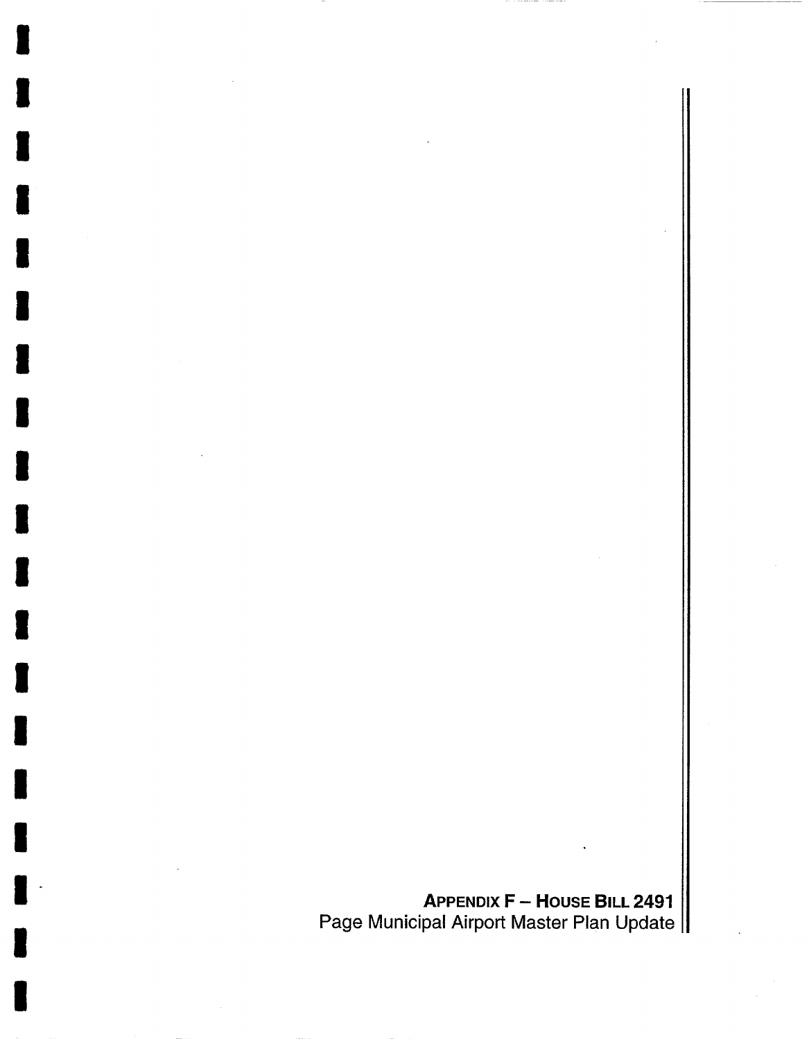**APPENDIX F – HOUSE BILL 2491**

Page Municipal Airport Master Plan Update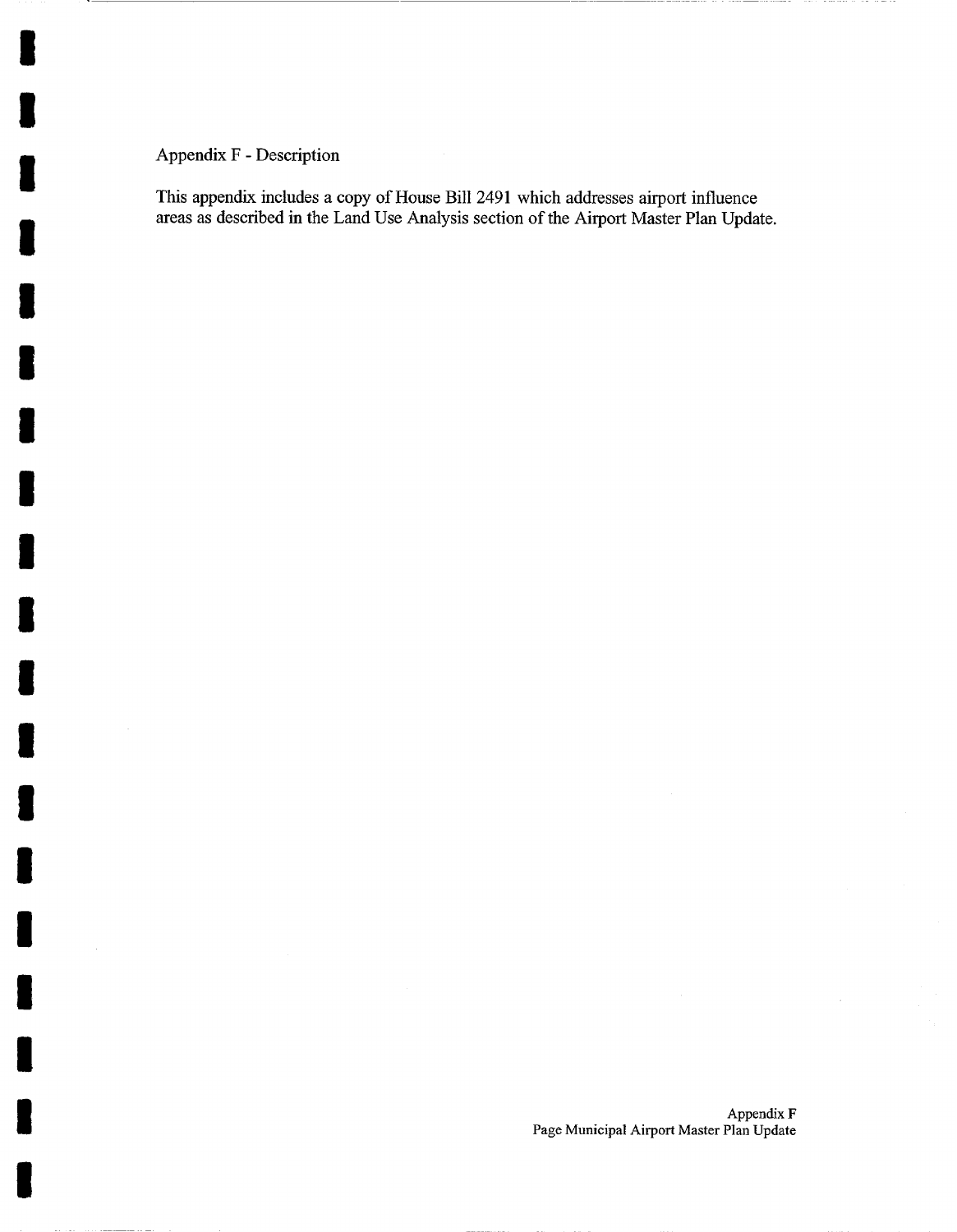Appendix F - Description

This appendix includes a copy of House Bill 2491 which addresses airport influence areas as described in the Land Use Analysis section of the Airport Master Plan Update.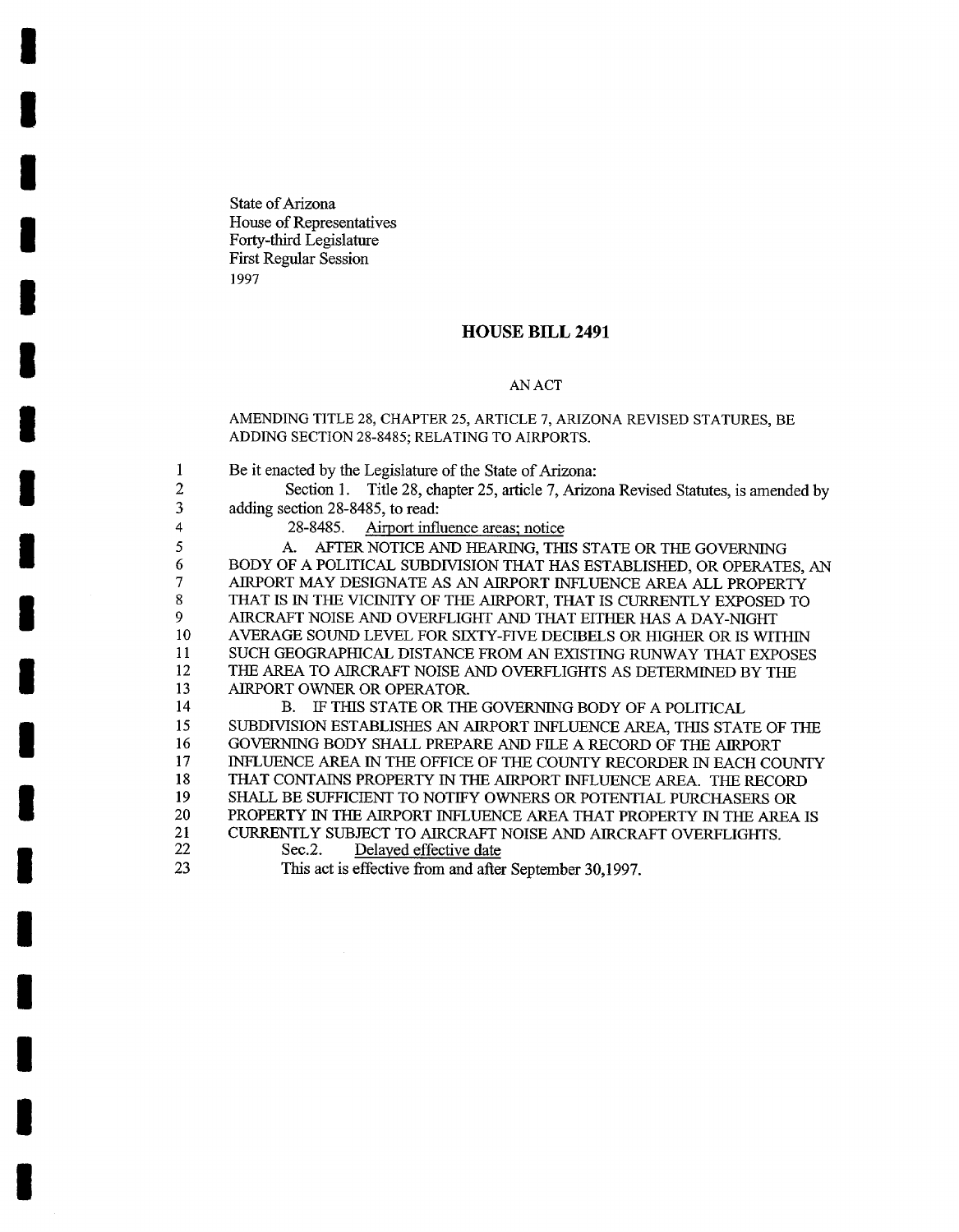State of Arizona
House of Representatives
Forty-third Legislature
First Regular Session
1997

## HOUSE BILL 2491

AN ACT

AMENDING TITLE 28, CHAPTER 25, ARTICLE 7, ARIZONA REVISED STATURES, BE ADDING SECTION 28-8485; RELATING TO AIRPORTS.

1 Be it enacted by the Legislature of the State of Arizona:
2 Section 1. Title 28, chapter 25, article 7, Arizona Revised Statutes, is amended by
3 adding section 28-8485, to read:
4 28-8485. Airport influence areas; notice
5 A. AFTER NOTICE AND HEARING, THIS STATE OR THE GOVERNING
6 BODY OF A POLITICAL SUBDIVISION THAT HAS ESTABLISHED, OR OPERATES, AN
7 AIRPORT MAY DESIGNATE AS AN AIRPORT INFLUENCE AREA ALL PROPERTY
8 THAT IS IN THE VICINITY OF THE AIRPORT, THAT IS CURRENTLY EXPOSED TO
9 AIRCRAFT NOISE AND OVERFLIGHT AND THAT EITHER HAS A DAY-NIGHT
10 AVERAGE SOUND LEVEL FOR SIXTY-FIVE DECIBELS OR HIGHER OR IS WITHIN
11 SUCH GEOGRAPHICAL DISTANCE FROM AN EXISTING RUNWAY THAT EXPOSES
12 THE AREA TO AIRCRAFT NOISE AND OVERFLIGHTS AS DETERMINED BY THE
13 AIRPORT OWNER OR OPERATOR.
14 B. IF THIS STATE OR THE GOVERNING BODY OF A POLITICAL
15 SUBDIVISION ESTABLISHES AN AIRPORT INFLUENCE AREA, THIS STATE OF THE
16 GOVERNING BODY SHALL PREPARE AND FILE A RECORD OF THE AIRPORT
17 INFLUENCE AREA IN THE OFFICE OF THE COUNTY RECORDER IN EACH COUNTY
18 THAT CONTAINS PROPERTY IN THE AIRPORT INFLUENCE AREA. THE RECORD
19 SHALL BE SUFFICIENT TO NOTIFY OWNERS OR POTENTIAL PURCHASERS OR
20 PROPERTY IN THE AIRPORT INFLUENCE AREA THAT PROPERTY IN THE AREA IS
21 CURRENTLY SUBJECT TO AIRCRAFT NOISE AND AIRCRAFT OVERFLIGHTS.
22 Sec.2. Delayed effective date
23 This act is effective from and after September 30,1997.